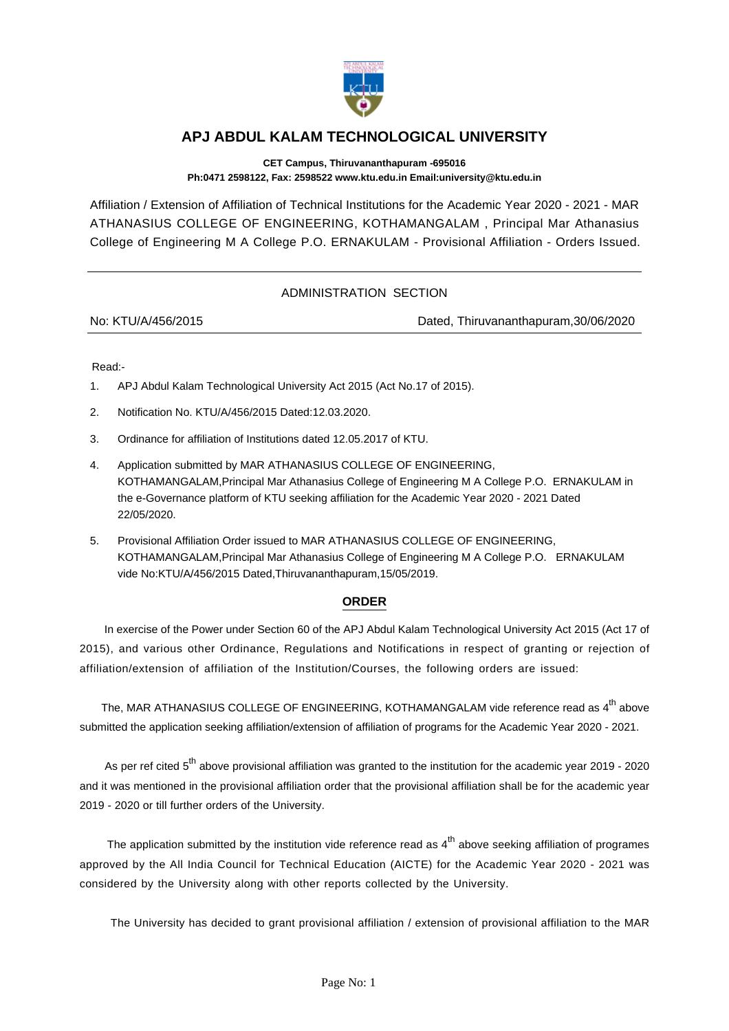# APJ ABDUL KALAM TECHNOLOGICAL UNIVERSITY

**CET Campus, Thiruvananthapuram -695016**
**Ph:0471 2598122, Fax: 2598522 www.ktu.edu.in Email:university@ktu.edu.in**

Affiliation / Extension of Affiliation of Technical Institutions for the Academic Year 2020 - 2021 - MAR ATHANASIUS COLLEGE OF ENGINEERING, KOTHAMANGALAM , Principal Mar Athanasius College of Engineering M A College P.O. ERNAKULAM - Provisional Affiliation - Orders Issued.

---

ADMINISTRATION SECTION

No: KTU/A/456/2015 Dated, Thiruvananthapuram,30/06/2020

---

Read:-

1. APJ Abdul Kalam Technological University Act 2015 (Act No.17 of 2015).
2. Notification No. KTU/A/456/2015 Dated:12.03.2020.
3. Ordinance for affiliation of Institutions dated 12.05.2017 of KTU.
4. Application submitted by MAR ATHANASIUS COLLEGE OF ENGINEERING, KOTHAMANGALAM,Principal Mar Athanasius College of Engineering M A College P.O. ERNAKULAM in the e-Governance platform of KTU seeking affiliation for the Academic Year 2020 - 2021 Dated 22/05/2020.
5. Provisional Affiliation Order issued to MAR ATHANASIUS COLLEGE OF ENGINEERING, KOTHAMANGALAM,Principal Mar Athanasius College of Engineering M A College P.O. ERNAKULAM vide No:KTU/A/456/2015 Dated,Thiruvananthapuram,15/05/2019.

**ORDER**

In exercise of the Power under Section 60 of the APJ Abdul Kalam Technological University Act 2015 (Act 17 of 2015), and various other Ordinance, Regulations and Notifications in respect of granting or rejection of affiliation/extension of affiliation of the Institution/Courses, the following orders are issued:

The, MAR ATHANASIUS COLLEGE OF ENGINEERING, KOTHAMANGALAM vide reference read as 4th above submitted the application seeking affiliation/extension of affiliation of programs for the Academic Year 2020 - 2021.

As per ref cited 5th above provisional affiliation was granted to the institution for the academic year 2019 - 2020 and it was mentioned in the provisional affiliation order that the provisional affiliation shall be for the academic year 2019 - 2020 or till further orders of the University.

The application submitted by the institution vide reference read as 4th above seeking affiliation of programes approved by the All India Council for Technical Education (AICTE) for the Academic Year 2020 - 2021 was considered by the University along with other reports collected by the University.

The University has decided to grant provisional affiliation / extension of provisional affiliation to the MAR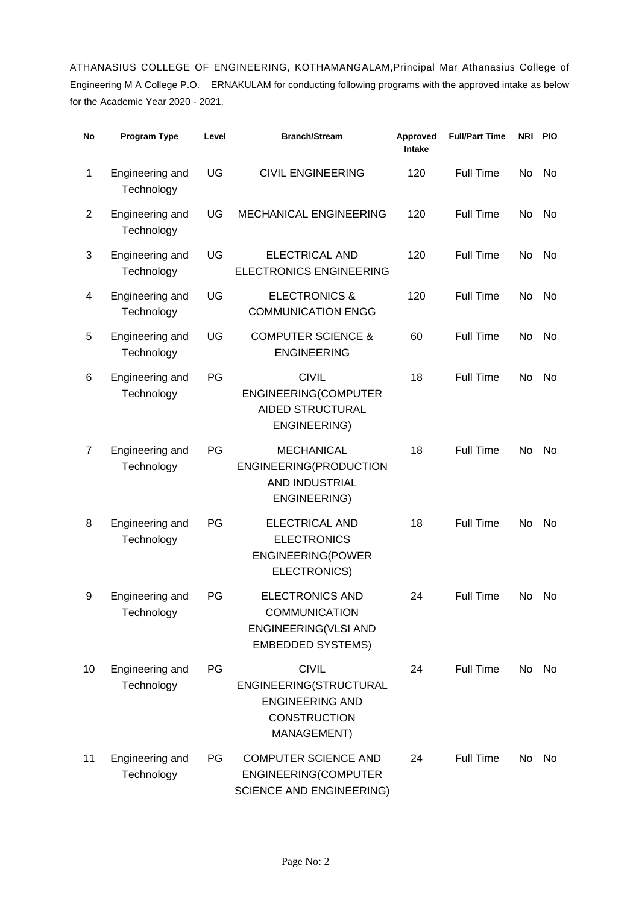ATHANASIUS COLLEGE OF ENGINEERING, KOTHAMANGALAM,Principal Mar Athanasius College of Engineering M A College P.O. ERNAKULAM for conducting following programs with the approved intake as below for the Academic Year 2020 - 2021.

| No | Program Type | Level | Branch/Stream | Approved Intake | Full/Part Time | NRI | PIO |
|---|---|---|---|---|---|---|---|
| 1 | Engineering and Technology | UG | CIVIL ENGINEERING | 120 | Full Time | No | No |
| 2 | Engineering and Technology | UG | MECHANICAL ENGINEERING | 120 | Full Time | No | No |
| 3 | Engineering and Technology | UG | ELECTRICAL AND ELECTRONICS ENGINEERING | 120 | Full Time | No | No |
| 4 | Engineering and Technology | UG | ELECTRONICS & COMMUNICATION ENGG | 120 | Full Time | No | No |
| 5 | Engineering and Technology | UG | COMPUTER SCIENCE & ENGINEERING | 60 | Full Time | No | No |
| 6 | Engineering and Technology | PG | CIVIL ENGINEERING(COMPUTER AIDED STRUCTURAL ENGINEERING) | 18 | Full Time | No | No |
| 7 | Engineering and Technology | PG | MECHANICAL ENGINEERING(PRODUCTION AND INDUSTRIAL ENGINEERING) | 18 | Full Time | No | No |
| 8 | Engineering and Technology | PG | ELECTRICAL AND ELECTRONICS ENGINEERING(POWER ELECTRONICS) | 18 | Full Time | No | No |
| 9 | Engineering and Technology | PG | ELECTRONICS AND COMMUNICATION ENGINEERING(VLSI AND EMBEDDED SYSTEMS) | 24 | Full Time | No | No |
| 10 | Engineering and Technology | PG | CIVIL ENGINEERING(STRUCTURAL ENGINEERING AND CONSTRUCTION MANAGEMENT) | 24 | Full Time | No | No |
| 11 | Engineering and Technology | PG | COMPUTER SCIENCE AND ENGINEERING(COMPUTER SCIENCE AND ENGINEERING) | 24 | Full Time | No | No |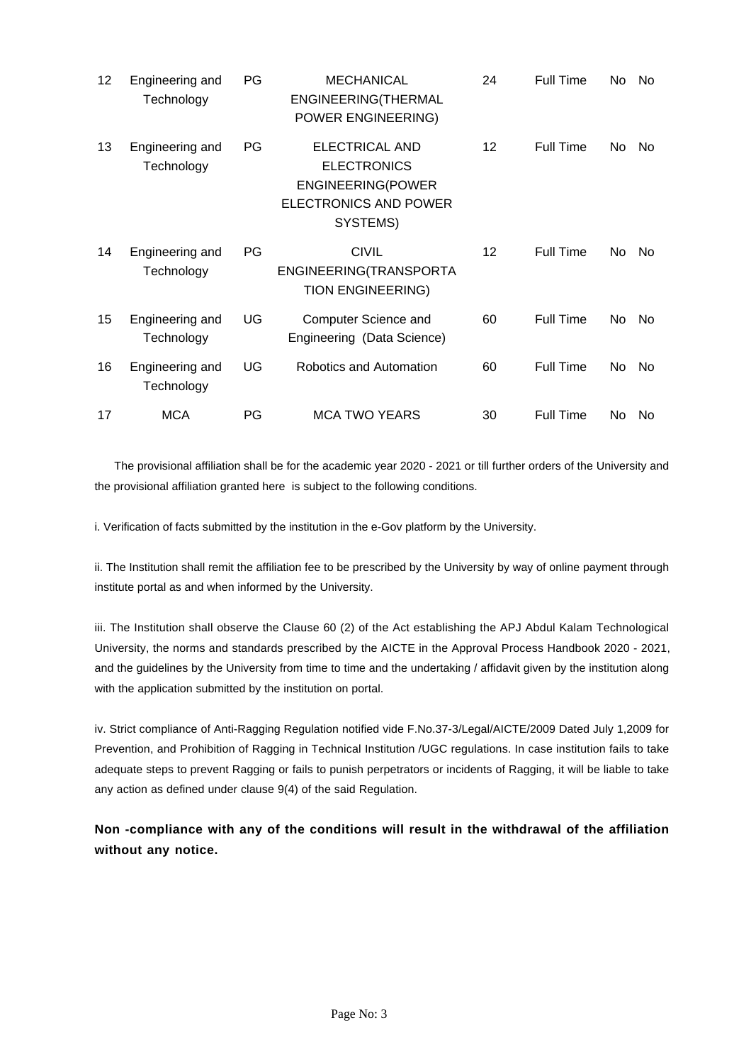| 12 | Engineering and Technology | PG | MECHANICAL ENGINEERING(THERMAL POWER ENGINEERING) | 24 | Full Time | No | No |
|---|---|---|---|---|---|---|---|
| 13 | Engineering and Technology | PG | ELECTRICAL AND ELECTRONICS ENGINEERING(POWER ELECTRONICS AND POWER SYSTEMS) | 12 | Full Time | No | No |
| 14 | Engineering and Technology | PG | CIVIL ENGINEERING(TRANSPORTATION ENGINEERING) | 12 | Full Time | No | No |
| 15 | Engineering and Technology | UG | Computer Science and Engineering (Data Science) | 60 | Full Time | No | No |
| 16 | Engineering and Technology | UG | Robotics and Automation | 60 | Full Time | No | No |
| 17 | MCA | PG | MCA TWO YEARS | 30 | Full Time | No | No |

The provisional affiliation shall be for the academic year 2020 - 2021 or till further orders of the University and the provisional affiliation granted here is subject to the following conditions.

i. Verification of facts submitted by the institution in the e-Gov platform by the University.

ii. The Institution shall remit the affiliation fee to be prescribed by the University by way of online payment through institute portal as and when informed by the University.

iii. The Institution shall observe the Clause 60 (2) of the Act establishing the APJ Abdul Kalam Technological University, the norms and standards prescribed by the AICTE in the Approval Process Handbook 2020 - 2021, and the guidelines by the University from time to time and the undertaking / affidavit given by the institution along with the application submitted by the institution on portal.

iv. Strict compliance of Anti-Ragging Regulation notified vide F.No.37-3/Legal/AICTE/2009 Dated July 1,2009 for Prevention, and Prohibition of Ragging in Technical Institution /UGC regulations. In case institution fails to take adequate steps to prevent Ragging or fails to punish perpetrators or incidents of Ragging, it will be liable to take any action as defined under clause 9(4) of the said Regulation.

**Non -compliance with any of the conditions will result in the withdrawal of the affiliation without any notice.**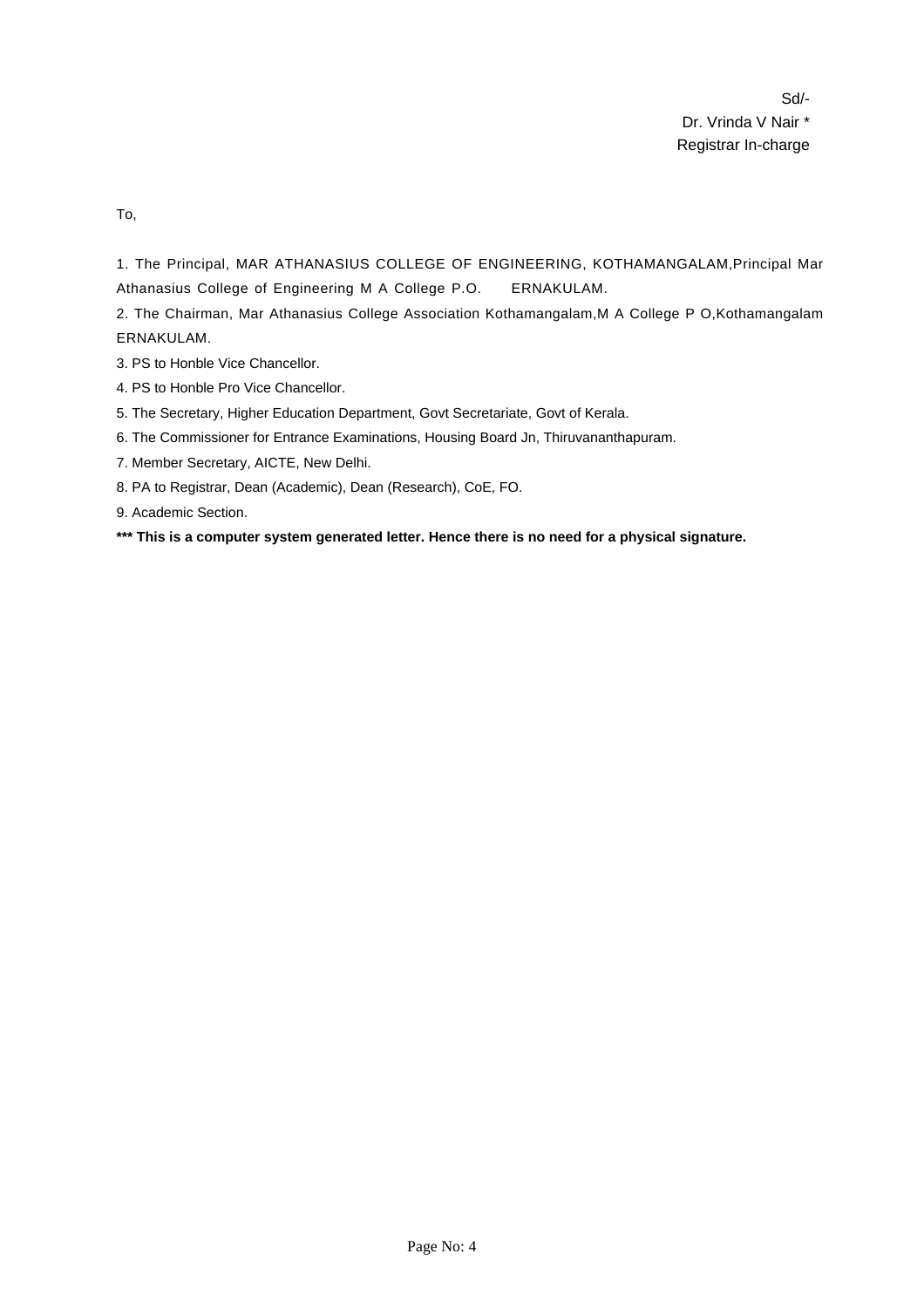Sd/-

Dr. Vrinda V Nair *

Registrar In-charge

To,

1. The Principal, MAR ATHANASIUS COLLEGE OF ENGINEERING, KOTHAMANGALAM,Principal Mar Athanasius College of Engineering M A College P.O. ERNAKULAM.
2. The Chairman, Mar Athanasius College Association Kothamangalam,M A College P O,Kothamangalam ERNAKULAM.
3. PS to Honble Vice Chancellor.
4. PS to Honble Pro Vice Chancellor.
5. The Secretary, Higher Education Department, Govt Secretariate, Govt of Kerala.
6. The Commissioner for Entrance Examinations, Housing Board Jn, Thiruvananthapuram.
7. Member Secretary, AICTE, New Delhi.
8. PA to Registrar, Dean (Academic), Dean (Research), CoE, FO.
9. Academic Section.

**\*\*\* This is a computer system generated letter. Hence there is no need for a physical signature.**